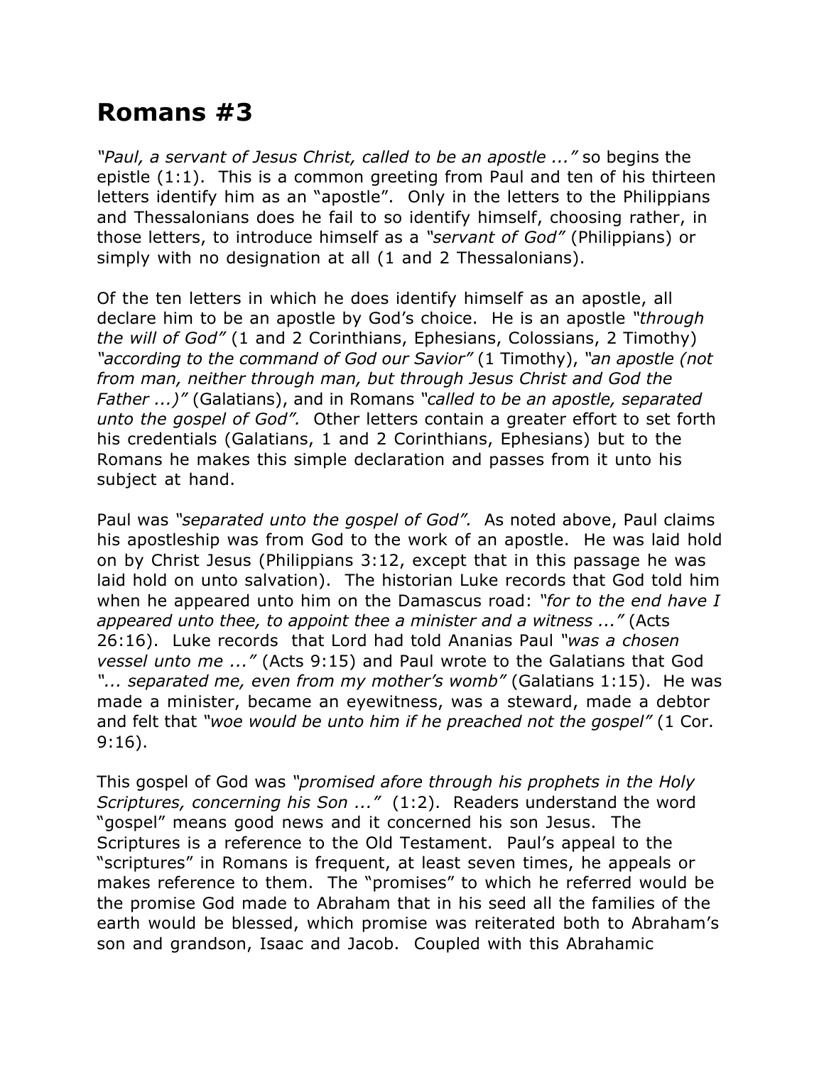# Romans #3

*"Paul, a servant of Jesus Christ, called to be an apostle ..."* so begins the epistle (1:1). This is a common greeting from Paul and ten of his thirteen letters identify him as an "apostle". Only in the letters to the Philippians and Thessalonians does he fail to so identify himself, choosing rather, in those letters, to introduce himself as a *"servant of God"* (Philippians) or simply with no designation at all (1 and 2 Thessalonians).

Of the ten letters in which he does identify himself as an apostle, all declare him to be an apostle by God's choice. He is an apostle *"through the will of God"* (1 and 2 Corinthians, Ephesians, Colossians, 2 Timothy) *"according to the command of God our Savior"* (1 Timothy), *"an apostle (not from man, neither through man, but through Jesus Christ and God the Father ...)"* (Galatians), and in Romans *"called to be an apostle, separated unto the gospel of God".* Other letters contain a greater effort to set forth his credentials (Galatians, 1 and 2 Corinthians, Ephesians) but to the Romans he makes this simple declaration and passes from it unto his subject at hand.

Paul was *"separated unto the gospel of God".* As noted above, Paul claims his apostleship was from God to the work of an apostle. He was laid hold on by Christ Jesus (Philippians 3:12, except that in this passage he was laid hold on unto salvation). The historian Luke records that God told him when he appeared unto him on the Damascus road: *"for to the end have I appeared unto thee, to appoint thee a minister and a witness ..."* (Acts 26:16). Luke records that Lord had told Ananias Paul *"was a chosen vessel unto me ..."* (Acts 9:15) and Paul wrote to the Galatians that God *"... separated me, even from my mother's womb"* (Galatians 1:15). He was made a minister, became an eyewitness, was a steward, made a debtor and felt that *"woe would be unto him if he preached not the gospel"* (1 Cor. 9:16).

This gospel of God was *"promised afore through his prophets in the Holy Scriptures, concerning his Son ..."* (1:2). Readers understand the word "gospel" means good news and it concerned his son Jesus. The Scriptures is a reference to the Old Testament. Paul's appeal to the "scriptures" in Romans is frequent, at least seven times, he appeals or makes reference to them. The "promises" to which he referred would be the promise God made to Abraham that in his seed all the families of the earth would be blessed, which promise was reiterated both to Abraham's son and grandson, Isaac and Jacob. Coupled with this Abrahamic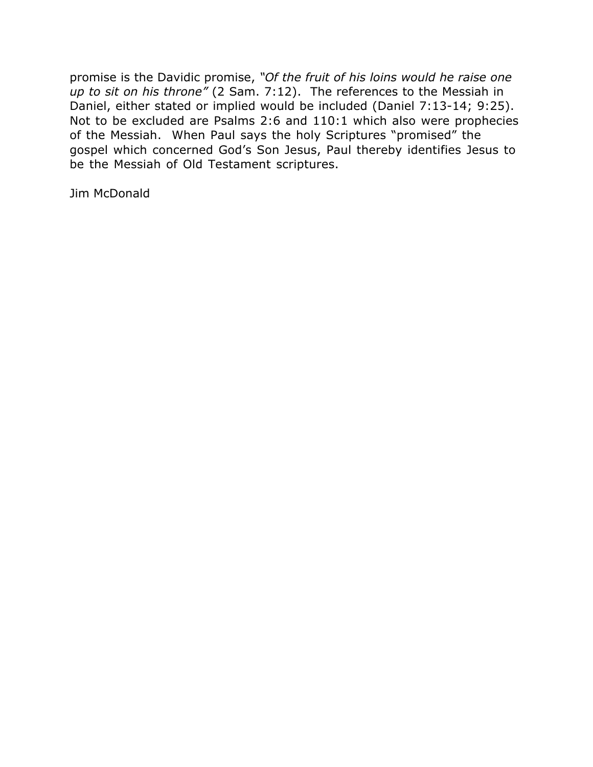promise is the Davidic promise, *"Of the fruit of his loins would he raise one up to sit on his throne"* (2 Sam. 7:12). The references to the Messiah in Daniel, either stated or implied would be included (Daniel 7:13-14; 9:25). Not to be excluded are Psalms 2:6 and 110:1 which also were prophecies of the Messiah. When Paul says the holy Scriptures "promised" the gospel which concerned God's Son Jesus, Paul thereby identifies Jesus to be the Messiah of Old Testament scriptures.

Jim McDonald